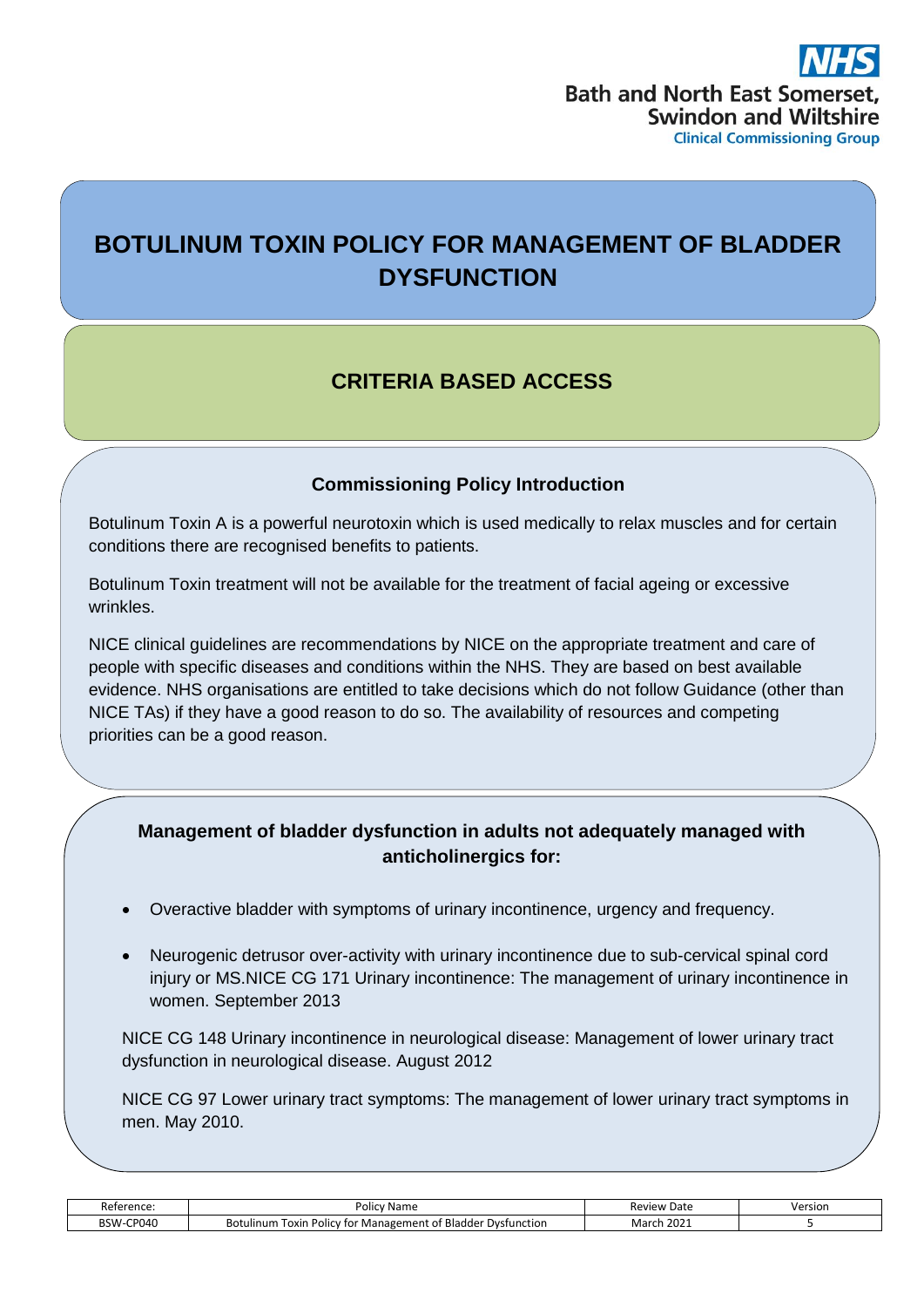Bath and North East Somerset, Swindon and Wiltshire
Clinical Commissioning Group

# BOTULINUM TOXIN POLICY FOR MANAGEMENT OF BLADDER DYSFUNCTION

## CRITERIA BASED ACCESS

### Commissioning Policy Introduction

Botulinum Toxin A is a powerful neurotoxin which is used medically to relax muscles and for certain conditions there are recognised benefits to patients.

Botulinum Toxin treatment will not be available for the treatment of facial ageing or excessive wrinkles.

NICE clinical guidelines are recommendations by NICE on the appropriate treatment and care of people with specific diseases and conditions within the NHS. They are based on best available evidence. NHS organisations are entitled to take decisions which do not follow Guidance (other than NICE TAs) if they have a good reason to do so. The availability of resources and competing priorities can be a good reason.

### Management of bladder dysfunction in adults not adequately managed with anticholinergics for:

- Overactive bladder with symptoms of urinary incontinence, urgency and frequency.
- Neurogenic detrusor over-activity with urinary incontinence due to sub-cervical spinal cord injury or MS.NICE CG 171 Urinary incontinence: The management of urinary incontinence in women. September 2013

NICE CG 148 Urinary incontinence in neurological disease: Management of lower urinary tract dysfunction in neurological disease. August 2012

NICE CG 97 Lower urinary tract symptoms: The management of lower urinary tract symptoms in men. May 2010.

| Reference: | Policy Name | Review Date | Version |
|---|---|---|---|
| BSW-CP040 | Botulinum Toxin Policy for Management of Bladder Dysfunction | March 2021 | 5 |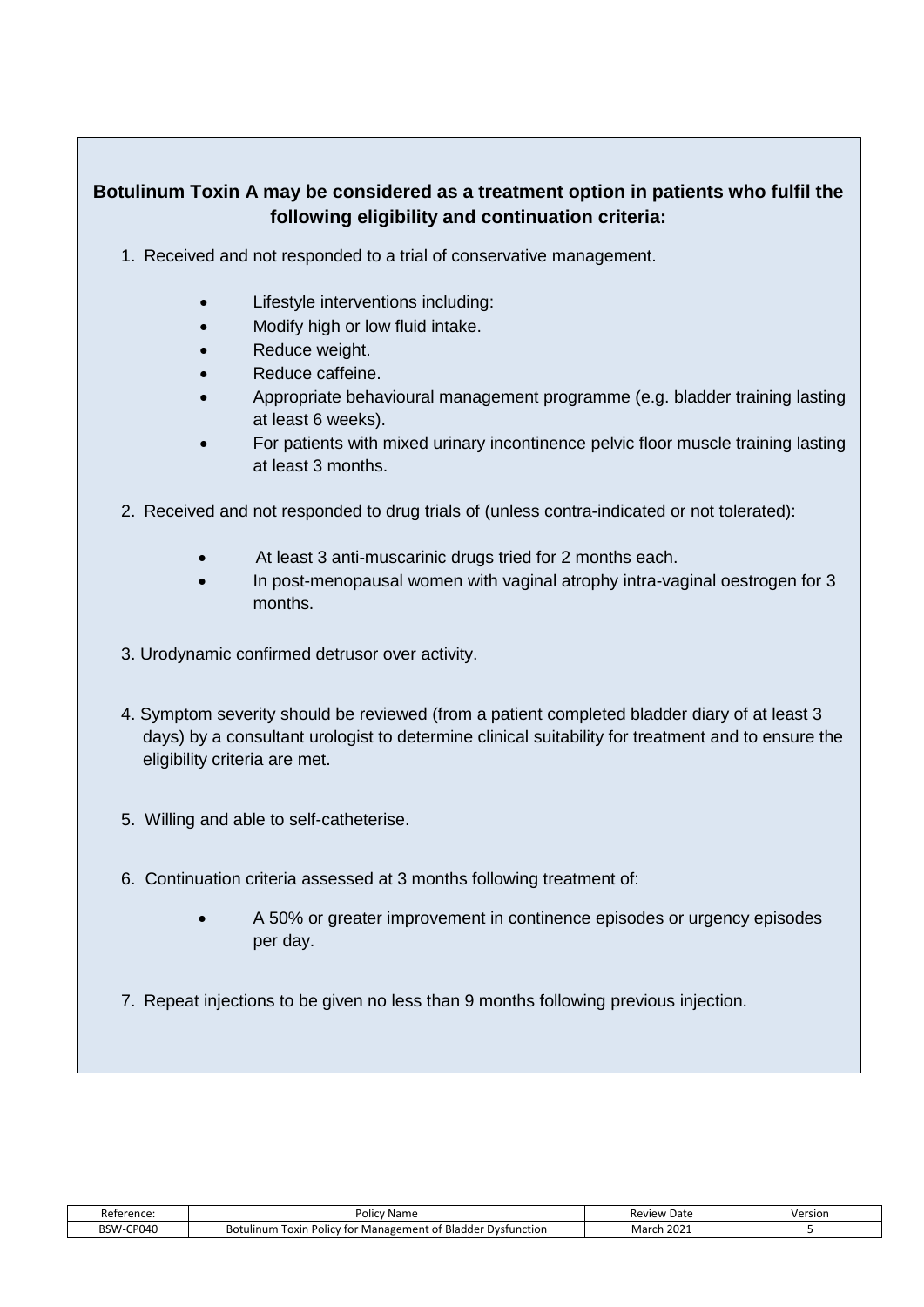**Botulinum Toxin A may be considered as a treatment option in patients who fulfil the following eligibility and continuation criteria:**

1. Received and not responded to a trial of conservative management.
    - Lifestyle interventions including:
    - Modify high or low fluid intake.
    - Reduce weight.
    - Reduce caffeine.
    - Appropriate behavioural management programme (e.g. bladder training lasting at least 6 weeks).
    - For patients with mixed urinary incontinence pelvic floor muscle training lasting at least 3 months.

2. Received and not responded to drug trials of (unless contra-indicated or not tolerated):
    - At least 3 anti-muscarinic drugs tried for 2 months each.
    - In post-menopausal women with vaginal atrophy intra-vaginal oestrogen for 3 months.

3. Urodynamic confirmed detrusor over activity.

4. Symptom severity should be reviewed (from a patient completed bladder diary of at least 3 days) by a consultant urologist to determine clinical suitability for treatment and to ensure the eligibility criteria are met.

5. Willing and able to self-catheterise.

6. Continuation criteria assessed at 3 months following treatment of:
    - A 50% or greater improvement in continence episodes or urgency episodes per day.

7. Repeat injections to be given no less than 9 months following previous injection.